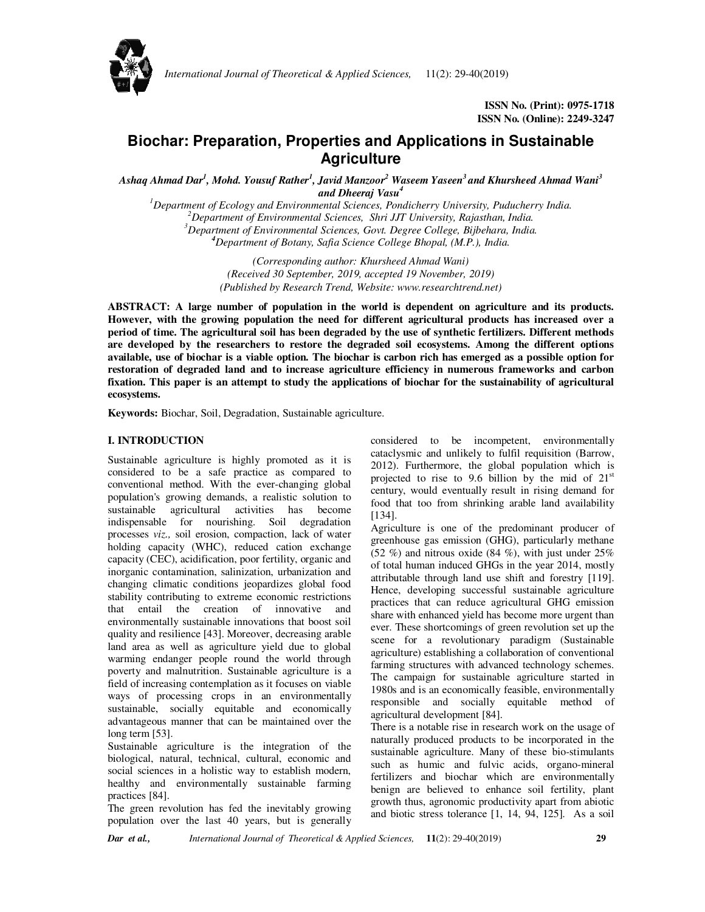ISSN No. (Print): 0975-1718
ISSN No. (Online): 2249-3247

# Biochar: Preparation, Properties and Applications in Sustainable Agriculture

*Ashaq Ahmad Dar[1], Mohd. Yousuf Rather[1], Javid Manzoor[2] Waseem Yaseen[3] and Khursheed Ahmad Wani[3] and Dheeraj Vasu[4]*

[1]*Department of Ecology and Environmental Sciences, Pondicherry University, Puducherry India.*
[2]*Department of Environmental Sciences, Shri JJT University, Rajasthan, India.*
[3]*Department of Environmental Sciences, Govt. Degree College, Bijbehara, India.*
[4]*Department of Botany, Safia Science College Bhopal, (M.P.), India.*

*(Corresponding author: Khursheed Ahmad Wani)*
*(Received 30 September, 2019, accepted 19 November, 2019)*
*(Published by Research Trend, Website: www.researchtrend.net)*

**ABSTRACT: A large number of population in the world is dependent on agriculture and its products. However, with the growing population the need for different agricultural products has increased over a period of time. The agricultural soil has been degraded by the use of synthetic fertilizers. Different methods are developed by the researchers to restore the degraded soil ecosystems. Among the different options available, use of biochar is a viable option. The biochar is carbon rich has emerged as a possible option for restoration of degraded land and to increase agriculture efficiency in numerous frameworks and carbon fixation. This paper is an attempt to study the applications of biochar for the sustainability of agricultural ecosystems.**

**Keywords:** Biochar, Soil, Degradation, Sustainable agriculture.

## I. INTRODUCTION

Sustainable agriculture is highly promoted as it is considered to be a safe practice as compared to conventional method. With the ever-changing global population's growing demands, a realistic solution to sustainable agricultural activities has become indispensable for nourishing. Soil degradation processes *viz.,* soil erosion, compaction, lack of water holding capacity (WHC), reduced cation exchange capacity (CEC), acidification, poor fertility, organic and inorganic contamination, salinization, urbanization and changing climatic conditions jeopardizes global food stability contributing to extreme economic restrictions that entail the creation of innovative and environmentally sustainable innovations that boost soil quality and resilience [43]. Moreover, decreasing arable land area as well as agriculture yield due to global warming endanger people round the world through poverty and malnutrition. Sustainable agriculture is a field of increasing contemplation as it focuses on viable ways of processing crops in an environmentally sustainable, socially equitable and economically advantageous manner that can be maintained over the long term [53].

Sustainable agriculture is the integration of the biological, natural, technical, cultural, economic and social sciences in a holistic way to establish modern, healthy and environmentally sustainable farming practices [84].

The green revolution has fed the inevitably growing population over the last 40 years, but is generally considered to be incompetent, environmentally cataclysmic and unlikely to fulfil requisition (Barrow, 2012). Furthermore, the global population which is projected to rise to 9.6 billion by the mid of 21st century, would eventually result in rising demand for food that too from shrinking arable land availability [134].

Agriculture is one of the predominant producer of greenhouse gas emission (GHG), particularly methane (52 %) and nitrous oxide (84 %), with just under 25% of total human induced GHGs in the year 2014, mostly attributable through land use shift and forestry [119]. Hence, developing successful sustainable agriculture practices that can reduce agricultural GHG emission share with enhanced yield has become more urgent than ever. These shortcomings of green revolution set up the scene for a revolutionary paradigm (Sustainable agriculture) establishing a collaboration of conventional farming structures with advanced technology schemes. The campaign for sustainable agriculture started in 1980s and is an economically feasible, environmentally responsible and socially equitable method of agricultural development [84].

There is a notable rise in research work on the usage of naturally produced products to be incorporated in the sustainable agriculture. Many of these bio-stimulants such as humic and fulvic acids, organo-mineral fertilizers and biochar which are environmentally benign are believed to enhance soil fertility, plant growth thus, agronomic productivity apart from abiotic and biotic stress tolerance [1, 14, 94, 125]. As a soil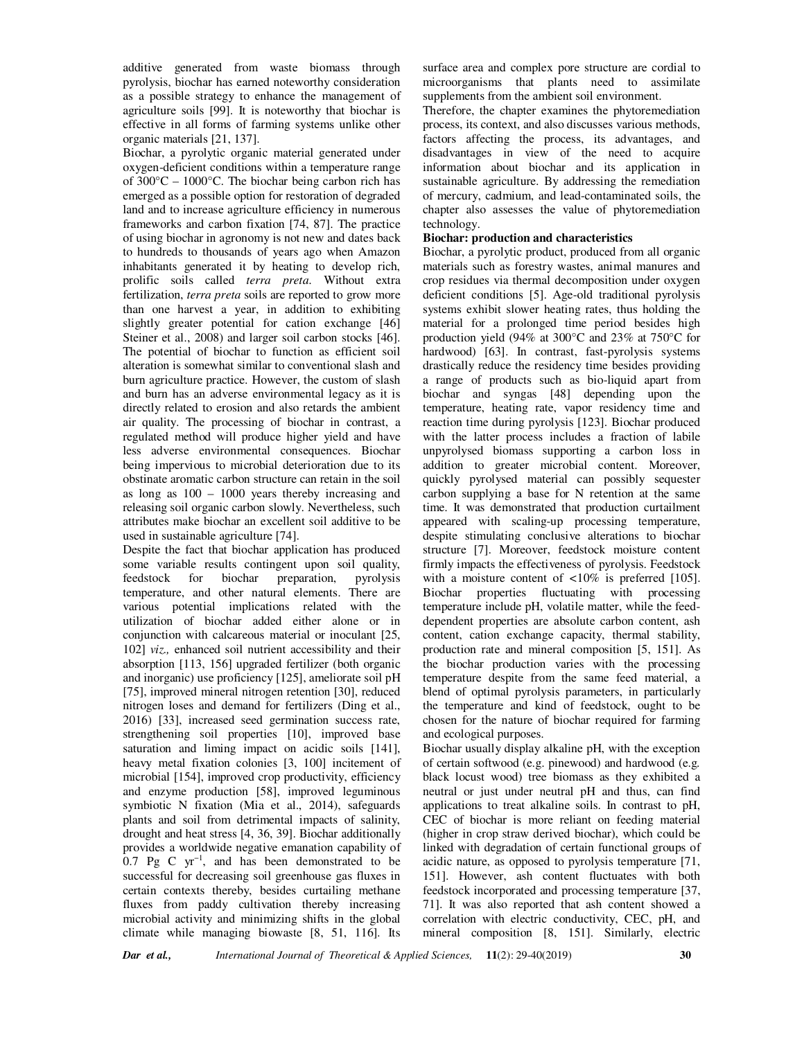additive generated from waste biomass through pyrolysis, biochar has earned noteworthy consideration as a possible strategy to enhance the management of agriculture soils [99]. It is noteworthy that biochar is effective in all forms of farming systems unlike other organic materials [21, 137].

Biochar, a pyrolytic organic material generated under oxygen-deficient conditions within a temperature range of 300°C – 1000°C. The biochar being carbon rich has emerged as a possible option for restoration of degraded land and to increase agriculture efficiency in numerous frameworks and carbon fixation [74, 87]. The practice of using biochar in agronomy is not new and dates back to hundreds to thousands of years ago when Amazon inhabitants generated it by heating to develop rich, prolific soils called *terra preta.* Without extra fertilization, *terra preta* soils are reported to grow more than one harvest a year, in addition to exhibiting slightly greater potential for cation exchange [46] Steiner et al., 2008) and larger soil carbon stocks [46]. The potential of biochar to function as efficient soil alteration is somewhat similar to conventional slash and burn agriculture practice. However, the custom of slash and burn has an adverse environmental legacy as it is directly related to erosion and also retards the ambient air quality. The processing of biochar in contrast, a regulated method will produce higher yield and have less adverse environmental consequences. Biochar being impervious to microbial deterioration due to its obstinate aromatic carbon structure can retain in the soil as long as 100 – 1000 years thereby increasing and releasing soil organic carbon slowly. Nevertheless, such attributes make biochar an excellent soil additive to be used in sustainable agriculture [74].

Despite the fact that biochar application has produced some variable results contingent upon soil quality, feedstock for biochar preparation, pyrolysis temperature, and other natural elements. There are various potential implications related with the utilization of biochar added either alone or in conjunction with calcareous material or inoculant [25, 102] *viz.,* enhanced soil nutrient accessibility and their absorption [113, 156] upgraded fertilizer (both organic and inorganic) use proficiency [125], ameliorate soil pH [75], improved mineral nitrogen retention [30], reduced nitrogen loses and demand for fertilizers (Ding et al., 2016) [33], increased seed germination success rate, strengthening soil properties [10], improved base saturation and liming impact on acidic soils [141], heavy metal fixation colonies [3, 100] incitement of microbial [154], improved crop productivity, efficiency and enzyme production [58], improved leguminous symbiotic N fixation (Mia et al., 2014), safeguards plants and soil from detrimental impacts of salinity, drought and heat stress [4, 36, 39]. Biochar additionally provides a worldwide negative emanation capability of 0.7 Pg C $yr^{-1}$, and has been demonstrated to be successful for decreasing soil greenhouse gas fluxes in certain contexts thereby, besides curtailing methane fluxes from paddy cultivation thereby increasing microbial activity and minimizing shifts in the global climate while managing biowaste [8, 51, 116]. Its surface area and complex pore structure are cordial to microorganisms that plants need to assimilate supplements from the ambient soil environment.

Therefore, the chapter examines the phytoremediation process, its context, and also discusses various methods, factors affecting the process, its advantages, and disadvantages in view of the need to acquire information about biochar and its application in sustainable agriculture. By addressing the remediation of mercury, cadmium, and lead-contaminated soils, the chapter also assesses the value of phytoremediation technology.

**Biochar: production and characteristics**

Biochar, a pyrolytic product, produced from all organic materials such as forestry wastes, animal manures and crop residues via thermal decomposition under oxygen deficient conditions [5]. Age-old traditional pyrolysis systems exhibit slower heating rates, thus holding the material for a prolonged time period besides high production yield (94% at 300°C and 23% at 750°C for hardwood) [63]. In contrast, fast-pyrolysis systems drastically reduce the residency time besides providing a range of products such as bio-liquid apart from biochar and syngas [48] depending upon the temperature, heating rate, vapor residency time and reaction time during pyrolysis [123]. Biochar produced with the latter process includes a fraction of labile unpyrolysed biomass supporting a carbon loss in addition to greater microbial content. Moreover, quickly pyrolysed material can possibly sequester carbon supplying a base for N retention at the same time. It was demonstrated that production curtailment appeared with scaling-up processing temperature, despite stimulating conclusive alterations to biochar structure [7]. Moreover, feedstock moisture content firmly impacts the effectiveness of pyrolysis. Feedstock with a moisture content of <10% is preferred [105]. Biochar properties fluctuating with processing temperature include pH, volatile matter, while the feed-dependent properties are absolute carbon content, ash content, cation exchange capacity, thermal stability, production rate and mineral composition [5, 151]. As the biochar production varies with the processing temperature despite from the same feed material, a blend of optimal pyrolysis parameters, in particularly the temperature and kind of feedstock, ought to be chosen for the nature of biochar required for farming and ecological purposes.

Biochar usually display alkaline pH, with the exception of certain softwood (e.g. pinewood) and hardwood (e.g. black locust wood) tree biomass as they exhibited a neutral or just under neutral pH and thus, can find applications to treat alkaline soils. In contrast to pH, CEC of biochar is more reliant on feeding material (higher in crop straw derived biochar), which could be linked with degradation of certain functional groups of acidic nature, as opposed to pyrolysis temperature [71, 151]. However, ash content fluctuates with both feedstock incorporated and processing temperature [37, 71]. It was also reported that ash content showed a correlation with electric conductivity, CEC, pH, and mineral composition [8, 151]. Similarly, electric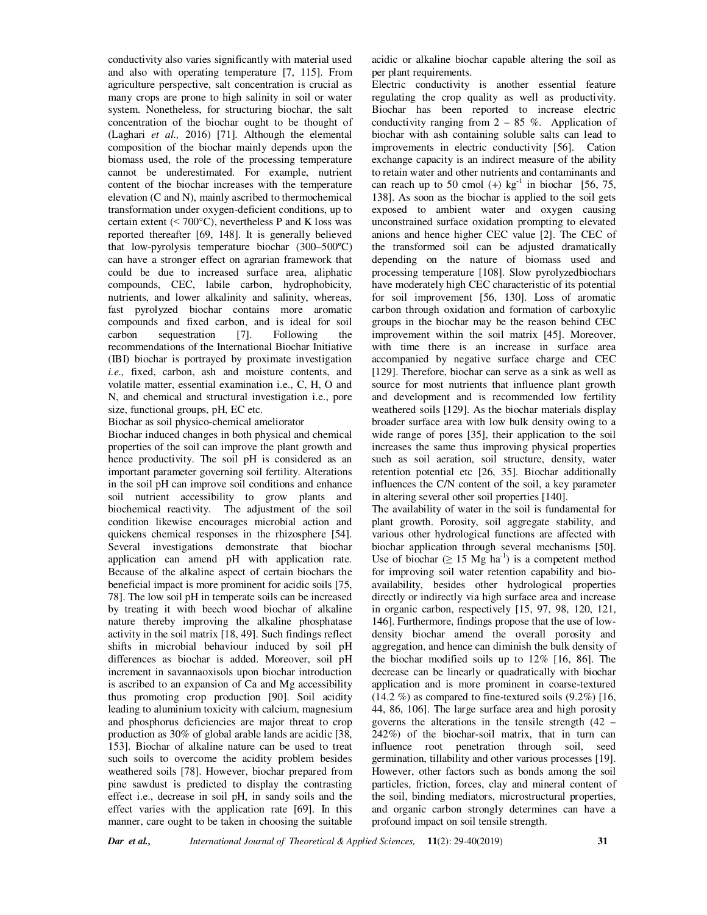conductivity also varies significantly with material used and also with operating temperature [7, 115]. From agriculture perspective, salt concentration is crucial as many crops are prone to high salinity in soil or water system. Nonetheless, for structuring biochar, the salt concentration of the biochar ought to be thought of (Laghari *et al.,* 2016) [71]. Although the elemental composition of the biochar mainly depends upon the biomass used, the role of the processing temperature cannot be underestimated. For example, nutrient content of the biochar increases with the temperature elevation (C and N), mainly ascribed to thermochemical transformation under oxygen-deficient conditions, up to certain extent (< 700°C), nevertheless P and K loss was reported thereafter [69, 148]. It is generally believed that low-pyrolysis temperature biochar (300–500ºC) can have a stronger effect on agrarian framework that could be due to increased surface area, aliphatic compounds, CEC, labile carbon, hydrophobicity, nutrients, and lower alkalinity and salinity, whereas, fast pyrolyzed biochar contains more aromatic compounds and fixed carbon, and is ideal for soil carbon sequestration [7]. Following the recommendations of the International Biochar Initiative (IBI) biochar is portrayed by proximate investigation *i.e.,* fixed, carbon, ash and moisture contents, and volatile matter, essential examination i.e., C, H, O and N, and chemical and structural investigation i.e., pore size, functional groups, pH, EC etc.

## Biochar as soil physico-chemical ameliorator

Biochar induced changes in both physical and chemical properties of the soil can improve the plant growth and hence productivity. The soil pH is considered as an important parameter governing soil fertility. Alterations in the soil pH can improve soil conditions and enhance soil nutrient accessibility to grow plants and biochemical reactivity. The adjustment of the soil condition likewise encourages microbial action and quickens chemical responses in the rhizosphere [54]. Several investigations demonstrate that biochar application can amend pH with application rate. Because of the alkaline aspect of certain biochars the beneficial impact is more prominent for acidic soils [75, 78]. The low soil pH in temperate soils can be increased by treating it with beech wood biochar of alkaline nature thereby improving the alkaline phosphatase activity in the soil matrix [18, 49]. Such findings reflect shifts in microbial behaviour induced by soil pH differences as biochar is added. Moreover, soil pH increment in savannaoxisols upon biochar introduction is ascribed to an expansion of Ca and Mg accessibility thus promoting crop production [90]. Soil acidity leading to aluminium toxicity with calcium, magnesium and phosphorus deficiencies are major threat to crop production as 30% of global arable lands are acidic [38, 153]. Biochar of alkaline nature can be used to treat such soils to overcome the acidity problem besides weathered soils [78]. However, biochar prepared from pine sawdust is predicted to display the contrasting effect i.e., decrease in soil pH, in sandy soils and the effect varies with the application rate [69]. In this manner, care ought to be taken in choosing the suitable acidic or alkaline biochar capable altering the soil as per plant requirements.

Electric conductivity is another essential feature regulating the crop quality as well as productivity. Biochar has been reported to increase electric conductivity ranging from 2 – 85 %. Application of biochar with ash containing soluble salts can lead to improvements in electric conductivity [56]. Cation exchange capacity is an indirect measure of the ability to retain water and other nutrients and contaminants and can reach up to 50 cmol (+) $kg^{-1}$ in biochar [56, 75, 138]. As soon as the biochar is applied to the soil gets exposed to ambient water and oxygen causing unconstrained surface oxidation prompting to elevated anions and hence higher CEC value [2]. The CEC of the transformed soil can be adjusted dramatically depending on the nature of biomass used and processing temperature [108]. Slow pyrolyzedbiochars have moderately high CEC characteristic of its potential for soil improvement [56, 130]. Loss of aromatic carbon through oxidation and formation of carboxylic groups in the biochar may be the reason behind CEC improvement within the soil matrix [45]. Moreover, with time there is an increase in surface area accompanied by negative surface charge and CEC [129]. Therefore, biochar can serve as a sink as well as source for most nutrients that influence plant growth and development and is recommended low fertility weathered soils [129]. As the biochar materials display broader surface area with low bulk density owing to a wide range of pores [35], their application to the soil increases the same thus improving physical properties such as soil aeration, soil structure, density, water retention potential etc [26, 35]. Biochar additionally influences the C/N content of the soil, a key parameter in altering several other soil properties [140].

The availability of water in the soil is fundamental for plant growth. Porosity, soil aggregate stability, and various other hydrological functions are affected with biochar application through several mechanisms [50]. Use of biochar ($\geq$ 15 Mg $ha^{-1}$) is a competent method for improving soil water retention capability and bio-availability, besides other hydrological properties directly or indirectly via high surface area and increase in organic carbon, respectively [15, 97, 98, 120, 121, 146]. Furthermore, findings propose that the use of low-density biochar amend the overall porosity and aggregation, and hence can diminish the bulk density of the biochar modified soils up to 12% [16, 86]. The decrease can be linearly or quadratically with biochar application and is more prominent in coarse-textured (14.2 %) as compared to fine-textured soils (9.2%) [16, 44, 86, 106]. The large surface area and high porosity governs the alterations in the tensile strength (42 – 242%) of the biochar-soil matrix, that in turn can influence root penetration through soil, seed germination, tillability and other various processes [19]. However, other factors such as bonds among the soil particles, friction, forces, clay and mineral content of the soil, binding mediators, microstructural properties, and organic carbon strongly determines can have a profound impact on soil tensile strength.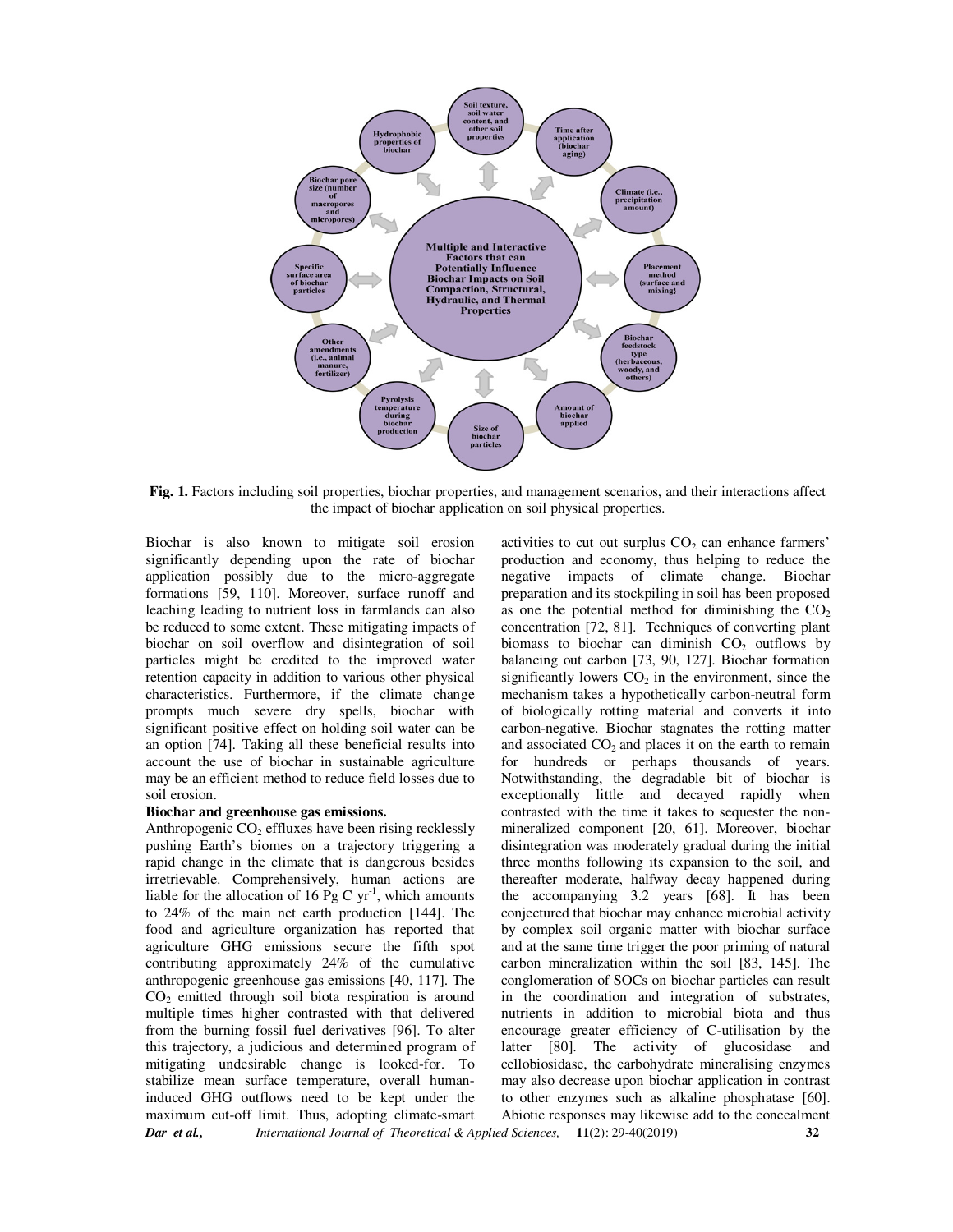**Fig. 1.** Factors including soil properties, biochar properties, and management scenarios, and their interactions affect the impact of biochar application on soil physical properties.

Biochar is also known to mitigate soil erosion significantly depending upon the rate of biochar application possibly due to the micro-aggregate formations [59, 110]. Moreover, surface runoff and leaching leading to nutrient loss in farmlands can also be reduced to some extent. These mitigating impacts of biochar on soil overflow and disintegration of soil particles might be credited to the improved water retention capacity in addition to various other physical characteristics. Furthermore, if the climate change prompts much severe dry spells, biochar with significant positive effect on holding soil water can be an option [74]. Taking all these beneficial results into account the use of biochar in sustainable agriculture may be an efficient method to reduce field losses due to soil erosion.

**Biochar and greenhouse gas emissions.**

Anthropogenic $CO_2$ effluxes have been rising recklessly pushing Earth's biomes on a trajectory triggering a rapid change in the climate that is dangerous besides irretrievable. Comprehensively, human actions are liable for the allocation of 16 Pg C $yr^{-1}$, which amounts to 24% of the main net earth production [144]. The food and agriculture organization has reported that agriculture GHG emissions secure the fifth spot contributing approximately 24% of the cumulative anthropogenic greenhouse gas emissions [40, 117]. The $CO_2$ emitted through soil biota respiration is around multiple times higher contrasted with that delivered from the burning fossil fuel derivatives [96]. To alter this trajectory, a judicious and determined program of mitigating undesirable change is looked-for. To stabilize mean surface temperature, overall human-induced GHG outflows need to be kept under the maximum cut-off limit. Thus, adopting climate-smart activities to cut out surplus $CO_2$ can enhance farmers' production and economy, thus helping to reduce the negative impacts of climate change. Biochar preparation and its stockpiling in soil has been proposed as one the potential method for diminishing the $CO_2$ concentration [72, 81]. Techniques of converting plant biomass to biochar can diminish $CO_2$ outflows by balancing out carbon [73, 90, 127]. Biochar formation significantly lowers $CO_2$ in the environment, since the mechanism takes a hypothetically carbon-neutral form of biologically rotting material and converts it into carbon-negative. Biochar stagnates the rotting matter and associated $CO_2$ and places it on the earth to remain for hundreds or perhaps thousands of years. Notwithstanding, the degradable bit of biochar is exceptionally little and decayed rapidly when contrasted with the time it takes to sequester the non-mineralized component [20, 61]. Moreover, biochar disintegration was moderately gradual during the initial three months following its expansion to the soil, and thereafter moderate, halfway decay happened during the accompanying 3.2 years [68]. It has been conjectured that biochar may enhance microbial activity by complex soil organic matter with biochar surface and at the same time trigger the poor priming of natural carbon mineralization within the soil [83, 145]. The conglomeration of SOCs on biochar particles can result in the coordination and integration of substrates, nutrients in addition to microbial biota and thus encourage greater efficiency of C-utilisation by the latter [80]. The activity of glucosidase and cellobiosidase, the carbohydrate mineralising enzymes may also decrease upon biochar application in contrast to other enzymes such as alkaline phosphatase [60]. Abiotic responses may likewise add to the concealment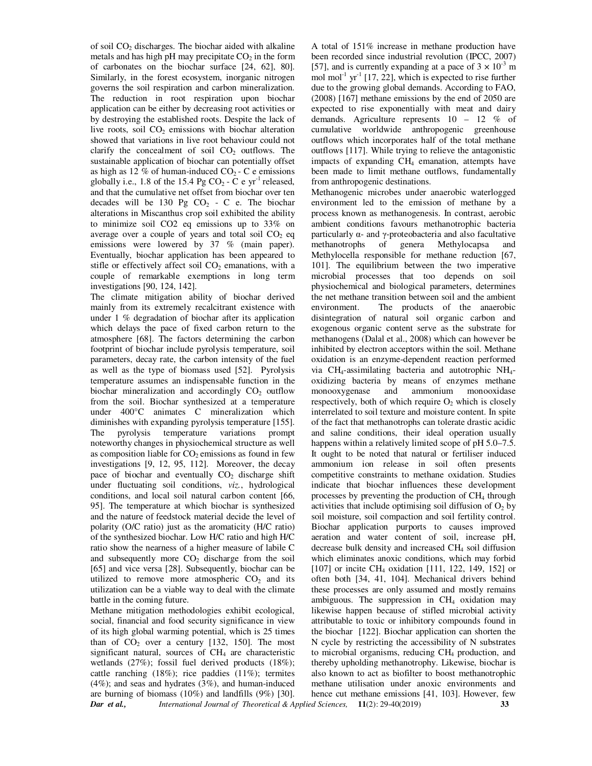of soil $CO_2$ discharges. The biochar aided with alkaline metals and has high pH may precipitate $CO_2$ in the form of carbonates on the biochar surface [24, 62], 80]. Similarly, in the forest ecosystem, inorganic nitrogen governs the soil respiration and carbon mineralization. The reduction in root respiration upon biochar application can be either by decreasing root activities or by destroying the established roots. Despite the lack of live roots, soil $CO_2$ emissions with biochar alteration showed that variations in live root behaviour could not clarify the concealment of soil $CO_2$ outflows. The sustainable application of biochar can potentially offset as high as 12 % of human-induced $CO_2$ - C e emissions globally i.e., 1.8 of the 15.4 Pg $CO_2$ - C e $yr^{-1}$ released, and that the cumulative net offset from biochar over ten decades will be 130 Pg $CO_2$ - C e. The biochar alterations in Miscanthus crop soil exhibited the ability to minimize soil CO2 eq emissions up to 33% on average over a couple of years and total soil $CO_2$ eq emissions were lowered by 37 % (main paper). Eventually, biochar application has been appeared to stifle or effectively affect soil $CO_2$ emanations, with a couple of remarkable exemptions in long term investigations [90, 124, 142].

The climate mitigation ability of biochar derived mainly from its extremely recalcitrant existence with under 1 % degradation of biochar after its application which delays the pace of fixed carbon return to the atmosphere [68]. The factors determining the carbon footprint of biochar include pyrolysis temperature, soil parameters, decay rate, the carbon intensity of the fuel as well as the type of biomass used [52]. Pyrolysis temperature assumes an indispensable function in the biochar mineralization and accordingly $CO_2$ outflow from the soil. Biochar synthesized at a temperature under 400°C animates C mineralization which diminishes with expanding pyrolysis temperature [155]. The pyrolysis temperature variations prompt noteworthy changes in physiochemical structure as well as composition liable for $CO_2$ emissions as found in few investigations [9, 12, 95, 112]. Moreover, the decay pace of biochar and eventually $CO_2$ discharge shift under fluctuating soil conditions, *viz.*, hydrological conditions, and local soil natural carbon content [66, 95]. The temperature at which biochar is synthesized and the nature of feedstock material decide the level of polarity (O/C ratio) just as the aromaticity (H/C ratio) of the synthesized biochar. Low H/C ratio and high H/C ratio show the nearness of a higher measure of labile C and subsequently more $CO_2$ discharge from the soil [65] and vice versa [28]. Subsequently, biochar can be utilized to remove more atmospheric $CO_2$ and its utilization can be a viable way to deal with the climate battle in the coming future.

Methane mitigation methodologies exhibit ecological, social, financial and food security significance in view of its high global warming potential, which is 25 times than of $CO_2$ over a century [132, 150]. The most significant natural, sources of $CH_4$ are characteristic wetlands (27%); fossil fuel derived products (18%); cattle ranching (18%); rice paddies (11%); termites (4%); and seas and hydrates (3%), and human-induced are burning of biomass (10%) and landfills (9%) [30]. A total of 151% increase in methane production have been recorded since industrial revolution (IPCC, 2007) [57], and is currently expanding at a pace of $3 \times 10^{-3}$ m mol $mol^{-1}$ $yr^{-1}$ [17, 22], which is expected to rise further due to the growing global demands. According to FAO, (2008) [167] methane emissions by the end of 2050 are expected to rise exponentially with meat and dairy demands. Agriculture represents 10 – 12 % of cumulative worldwide anthropogenic greenhouse outflows which incorporates half of the total methane outflows [117]. While trying to relieve the antagonistic impacts of expanding $CH_4$ emanation, attempts have been made to limit methane outflows, fundamentally from anthropogenic destinations.

Methanogenic microbes under anaerobic waterlogged environment led to the emission of methane by a process known as methanogenesis. In contrast, aerobic ambient conditions favours methanotrophic bacteria particularly α- and γ-proteobacteria and also facultative methanotrophs of genera Methylocapsa and Methylocella responsible for methane reduction [67, 101]. The equilibrium between the two imperative microbial processes that too depends on soil physiochemical and biological parameters, determines the net methane transition between soil and the ambient environment. The products of the anaerobic disintegration of natural soil organic carbon and exogenous organic content serve as the substrate for methanogens (Dalal et al., 2008) which can however be inhibited by electron acceptors within the soil. Methane oxidation is an enzyme-dependent reaction performed via $CH_4$-assimilating bacteria and autotrophic $NH_4$-oxidizing bacteria by means of enzymes methane monooxygenase and ammonium monooxidase respectively, both of which require $O_2$ which is closely interrelated to soil texture and moisture content. In spite of the fact that methanotrophs can tolerate drastic acidic and saline conditions, their ideal operation usually happens within a relatively limited scope of pH 5.0–7.5. It ought to be noted that natural or fertiliser induced ammonium ion release in soil often presents competitive constraints to methane oxidation. Studies indicate that biochar influences these development processes by preventing the production of $CH_4$ through activities that include optimising soil diffusion of $O_2$ by soil moisture, soil compaction and soil fertility control. Biochar application purports to causes improved aeration and water content of soil, increase pH, decrease bulk density and increased $CH_4$ soil diffusion which eliminates anoxic conditions, which may forbid [107] or incite $CH_4$ oxidation [111, 122, 149, 152] or often both [34, 41, 104]. Mechanical drivers behind these processes are only assumed and mostly remains ambiguous. The suppression in $CH_4$ oxidation may likewise happen because of stifled microbial activity attributable to toxic or inhibitory compounds found in the biochar [122]. Biochar application can shorten the N cycle by restricting the accessibility of N substrates to microbial organisms, reducing $CH_4$ production, and thereby upholding methanotrophy. Likewise, biochar is also known to act as biofilter to boost methanotrophic methane utilisation under anoxic environments and hence cut methane emissions [41, 103]. However, few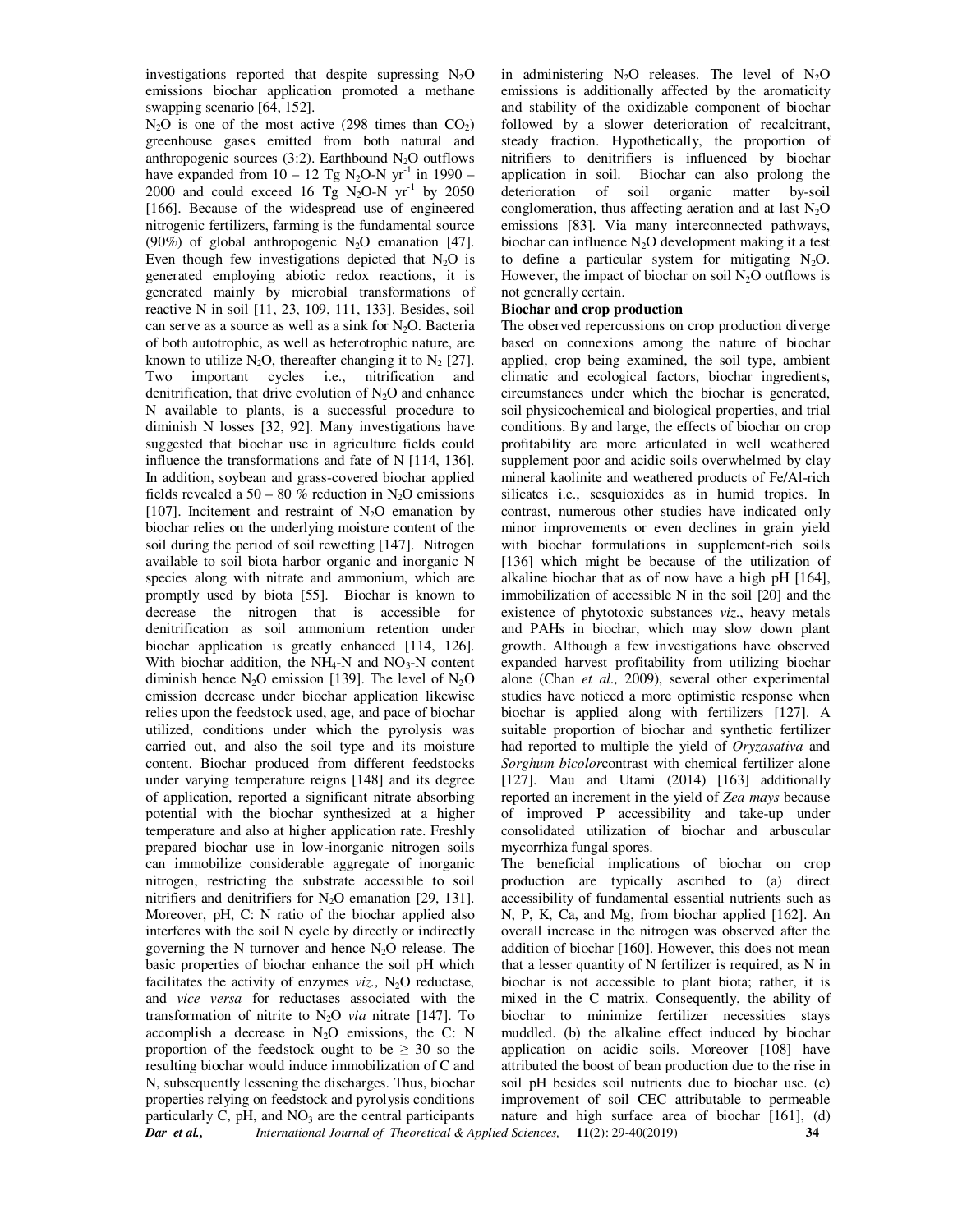investigations reported that despite supressing $N_2O$ emissions biochar application promoted a methane swapping scenario [64, 152].

$N_2O$ is one of the most active (298 times than $CO_2$) greenhouse gases emitted from both natural and anthropogenic sources (3:2). Earthbound $N_2O$ outflows have expanded from 10 – 12 Tg $N_2O$-N $yr^{-1}$ in 1990 – 2000 and could exceed 16 Tg $N_2O$-N $yr^{-1}$ by 2050 [166]. Because of the widespread use of engineered nitrogenic fertilizers, farming is the fundamental source (90%) of global anthropogenic $N_2O$ emanation [47]. Even though few investigations depicted that $N_2O$ is generated employing abiotic redox reactions, it is generated mainly by microbial transformations of reactive N in soil [11, 23, 109, 111, 133]. Besides, soil can serve as a source as well as a sink for $N_2O$. Bacteria of both autotrophic, as well as heterotrophic nature, are known to utilize $N_2O$, thereafter changing it to $N_2$ [27]. Two important cycles i.e., nitrification and denitrification, that drive evolution of $N_2O$ and enhance N available to plants, is a successful procedure to diminish N losses [32, 92]. Many investigations have suggested that biochar use in agriculture fields could influence the transformations and fate of N [114, 136]. In addition, soybean and grass-covered biochar applied fields revealed a 50 – 80 % reduction in $N_2O$ emissions [107]. Incitement and restraint of $N_2O$ emanation by biochar relies on the underlying moisture content of the soil during the period of soil rewetting [147]. Nitrogen available to soil biota harbor organic and inorganic N species along with nitrate and ammonium, which are promptly used by biota [55]. Biochar is known to decrease the nitrogen that is accessible for denitrification as soil ammonium retention under biochar application is greatly enhanced [114, 126]. With biochar addition, the $NH_4$-N and $NO_3$-N content diminish hence $N_2O$ emission [139]. The level of $N_2O$ emission decrease under biochar application likewise relies upon the feedstock used, age, and pace of biochar utilized, conditions under which the pyrolysis was carried out, and also the soil type and its moisture content. Biochar produced from different feedstocks under varying temperature reigns [148] and its degree of application, reported a significant nitrate absorbing potential with the biochar synthesized at a higher temperature and also at higher application rate. Freshly prepared biochar use in low-inorganic nitrogen soils can immobilize considerable aggregate of inorganic nitrogen, restricting the substrate accessible to soil nitrifiers and denitrifiers for $N_2O$ emanation [29, 131]. Moreover, pH, C: N ratio of the biochar applied also interferes with the soil N cycle by directly or indirectly governing the N turnover and hence $N_2O$ release. The basic properties of biochar enhance the soil pH which facilitates the activity of enzymes *viz.,* $N_2O$ reductase, and *vice versa* for reductases associated with the transformation of nitrite to $N_2O$ *via* nitrate [147]. To accomplish a decrease in $N_2O$ emissions, the C: N proportion of the feedstock ought to be $\geq$ 30 so the resulting biochar would induce immobilization of C and N, subsequently lessening the discharges. Thus, biochar properties relying on feedstock and pyrolysis conditions particularly C, pH, and $NO_3$ are the central participants in administering $N_2O$ releases. The level of $N_2O$ emissions is additionally affected by the aromaticity and stability of the oxidizable component of biochar followed by a slower deterioration of recalcitrant, steady fraction. Hypothetically, the proportion of nitrifiers to denitrifiers is influenced by biochar application in soil. Biochar can also prolong the deterioration of soil organic matter by-soil conglomeration, thus affecting aeration and at last $N_2O$ emissions [83]. Via many interconnected pathways, biochar can influence $N_2O$ development making it a test to define a particular system for mitigating $N_2O$. However, the impact of biochar on soil $N_2O$ outflows is not generally certain.

**Biochar and crop production**

The observed repercussions on crop production diverge based on connexions among the nature of biochar applied, crop being examined, the soil type, ambient climatic and ecological factors, biochar ingredients, circumstances under which the biochar is generated, soil physicochemical and biological properties, and trial conditions. By and large, the effects of biochar on crop profitability are more articulated in well weathered supplement poor and acidic soils overwhelmed by clay mineral kaolinite and weathered products of Fe/Al-rich silicates i.e., sesquioxides as in humid tropics. In contrast, numerous other studies have indicated only minor improvements or even declines in grain yield with biochar formulations in supplement-rich soils [136] which might be because of the utilization of alkaline biochar that as of now have a high pH [164], immobilization of accessible N in the soil [20] and the existence of phytotoxic substances *viz*., heavy metals and PAHs in biochar, which may slow down plant growth. Although a few investigations have observed expanded harvest profitability from utilizing biochar alone (Chan *et al.,* 2009), several other experimental studies have noticed a more optimistic response when biochar is applied along with fertilizers [127]. A suitable proportion of biochar and synthetic fertilizer had reported to multiple the yield of *Oryzasativa* and *Sorghum bicolor*contrast with chemical fertilizer alone [127]. Mau and Utami (2014) [163] additionally reported an increment in the yield of *Zea mays* because of improved P accessibility and take-up under consolidated utilization of biochar and arbuscular mycorrhiza fungal spores.

The beneficial implications of biochar on crop production are typically ascribed to (a) direct accessibility of fundamental essential nutrients such as N, P, K, Ca, and Mg, from biochar applied [162]. An overall increase in the nitrogen was observed after the addition of biochar [160]. However, this does not mean that a lesser quantity of N fertilizer is required, as N in biochar is not accessible to plant biota; rather, it is mixed in the C matrix. Consequently, the ability of biochar to minimize fertilizer necessities stays muddled. (b) the alkaline effect induced by biochar application on acidic soils. Moreover [108] have attributed the boost of bean production due to the rise in soil pH besides soil nutrients due to biochar use. (c) improvement of soil CEC attributable to permeable nature and high surface area of biochar [161], (d)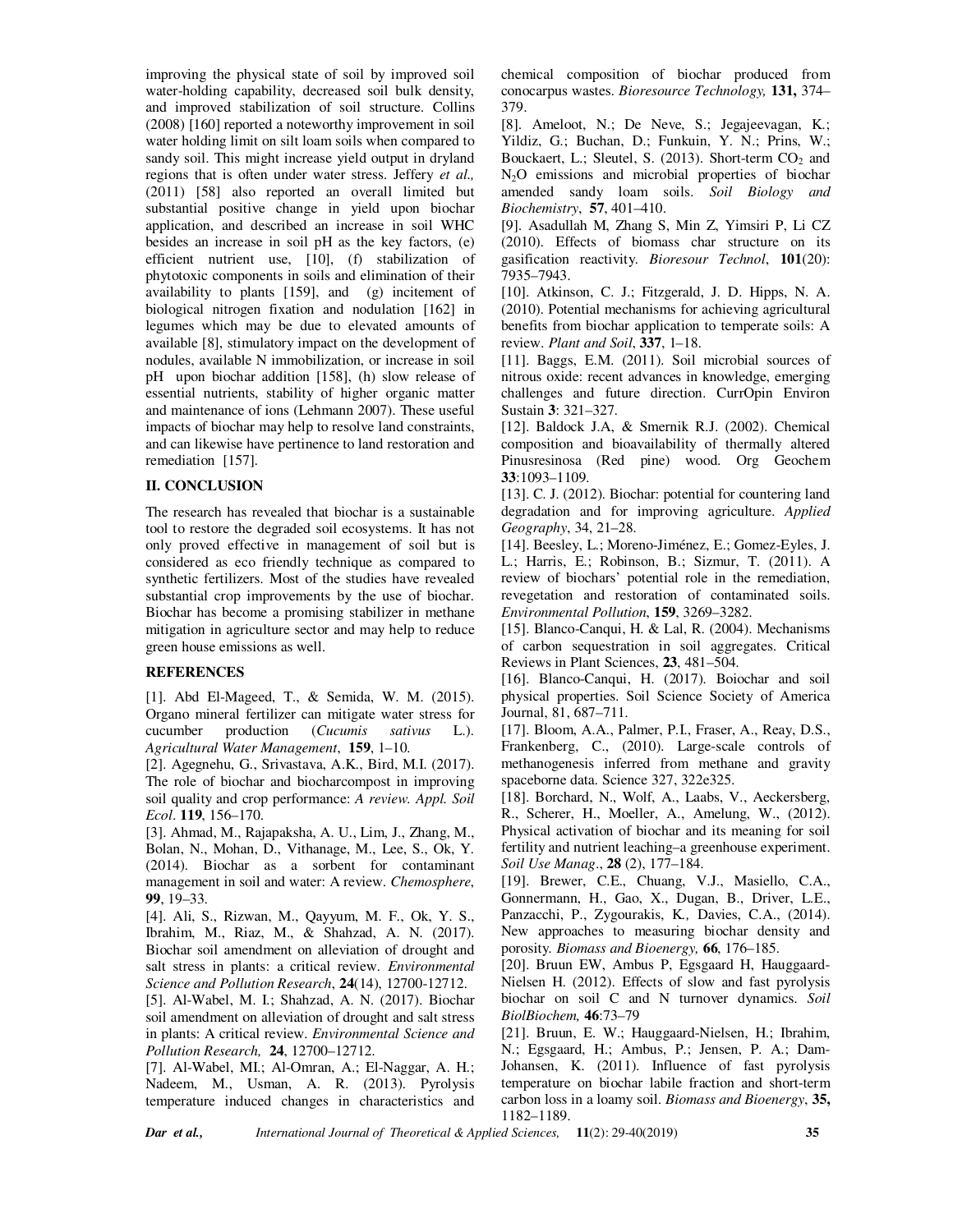improving the physical state of soil by improved soil water-holding capability, decreased soil bulk density, and improved stabilization of soil structure. Collins (2008) [160] reported a noteworthy improvement in soil water holding limit on silt loam soils when compared to sandy soil. This might increase yield output in dryland regions that is often under water stress. Jeffery *et al.,* (2011) [58] also reported an overall limited but substantial positive change in yield upon biochar application, and described an increase in soil WHC besides an increase in soil pH as the key factors, (e) efficient nutrient use, [10], (f) stabilization of phytotoxic components in soils and elimination of their availability to plants [159], and (g) incitement of biological nitrogen fixation and nodulation [162] in legumes which may be due to elevated amounts of available [8], stimulatory impact on the development of nodules, available N immobilization, or increase in soil pH upon biochar addition [158], (h) slow release of essential nutrients, stability of higher organic matter and maintenance of ions (Lehmann 2007). These useful impacts of biochar may help to resolve land constraints, and can likewise have pertinence to land restoration and remediation [157].

## II. CONCLUSION

The research has revealed that biochar is a sustainable tool to restore the degraded soil ecosystems. It has not only proved effective in management of soil but is considered as eco friendly technique as compared to synthetic fertilizers. Most of the studies have revealed substantial crop improvements by the use of biochar. Biochar has become a promising stabilizer in methane mitigation in agriculture sector and may help to reduce green house emissions as well.

## REFERENCES

[1]. Abd El-Mageed, T., & Semida, W. M. (2015). Organo mineral fertilizer can mitigate water stress for cucumber production (*Cucumis sativus* L.). *Agricultural Water Management*, **159**, 1–10.

[2]. Agegnehu, G., Srivastava, A.K., Bird, M.I. (2017). The role of biochar and biocharcompost in improving soil quality and crop performance: *A review. Appl. Soil Ecol*. **119**, 156–170.

[3]. Ahmad, M., Rajapaksha, A. U., Lim, J., Zhang, M., Bolan, N., Mohan, D., Vithanage, M., Lee, S., Ok, Y. (2014). Biochar as a sorbent for contaminant management in soil and water: A review. *Chemosphere*, **99**, 19–33.

[4]. Ali, S., Rizwan, M., Qayyum, M. F., Ok, Y. S., Ibrahim, M., Riaz, M., & Shahzad, A. N. (2017). Biochar soil amendment on alleviation of drought and salt stress in plants: a critical review. *Environmental Science and Pollution Research*, **24**(14), 12700-12712.

[5]. Al-Wabel, M. I.; Shahzad, A. N. (2017). Biochar soil amendment on alleviation of drought and salt stress in plants: A critical review. *Environmental Science and Pollution Research,* **24**, 12700–12712.

[7]. Al-Wabel, MI.; Al-Omran, A.; El-Naggar, A. H.; Nadeem, M., Usman, A. R. (2013). Pyrolysis temperature induced changes in characteristics and chemical composition of biochar produced from conocarpus wastes. *Bioresource Technology,* **131,** 374–379.

[8]. Ameloot, N.; De Neve, S.; Jegajeevagan, K.; Yildiz, G.; Buchan, D.; Funkuin, Y. N.; Prins, W.; Bouckaert, L.; Sleutel, S. (2013). Short-term $CO_2$ and $N_2O$ emissions and microbial properties of biochar amended sandy loam soils. *Soil Biology and Biochemistry*, **57**, 401–410.

[9]. Asadullah M, Zhang S, Min Z, Yimsiri P, Li CZ (2010). Effects of biomass char structure on its gasification reactivity. *Bioresour Technol*, **101**(20): 7935–7943.

[10]. Atkinson, C. J.; Fitzgerald, J. D. Hipps, N. A. (2010). Potential mechanisms for achieving agricultural benefits from biochar application to temperate soils: A review. *Plant and Soil*, **337**, 1–18.

[11]. Baggs, E.M. (2011). Soil microbial sources of nitrous oxide: recent advances in knowledge, emerging challenges and future direction. CurrOpin Environ Sustain **3**: 321–327.

[12]. Baldock J.A, & Smernik R.J. (2002). Chemical composition and bioavailability of thermally altered Pinusresinosa (Red pine) wood. Org Geochem **33**:1093–1109.

[13]. C. J. (2012). Biochar: potential for countering land degradation and for improving agriculture. *Applied Geography*, 34, 21–28.

[14]. Beesley, L.; Moreno-Jiménez, E.; Gomez-Eyles, J. L.; Harris, E.; Robinson, B.; Sizmur, T. (2011). A review of biochars' potential role in the remediation, revegetation and restoration of contaminated soils. *Environmental Pollution*, **159**, 3269–3282.

[15]. Blanco-Canqui, H. & Lal, R. (2004). Mechanisms of carbon sequestration in soil aggregates. Critical Reviews in Plant Sciences, **23**, 481–504.

[16]. Blanco-Canqui, H. (2017). Boiochar and soil physical properties. Soil Science Society of America Journal, 81, 687–711.

[17]. Bloom, A.A., Palmer, P.I., Fraser, A., Reay, D.S., Frankenberg, C., (2010). Large-scale controls of methanogenesis inferred from methane and gravity spaceborne data. Science 327, 322e325.

[18]. Borchard, N., Wolf, A., Laabs, V., Aeckersberg, R., Scherer, H., Moeller, A., Amelung, W., (2012). Physical activation of biochar and its meaning for soil fertility and nutrient leaching–a greenhouse experiment. *Soil Use Manag*., **28** (2), 177–184.

[19]. Brewer, C.E., Chuang, V.J., Masiello, C.A., Gonnermann, H., Gao, X., Dugan, B., Driver, L.E., Panzacchi, P., Zygourakis, K*.,* Davies, C.A., (2014). New approaches to measuring biochar density and porosity. *Biomass and Bioenergy,* **66**, 176–185.

[20]. Bruun EW, Ambus P, Egsgaard H, Hauggaard-Nielsen H. (2012). Effects of slow and fast pyrolysis biochar on soil C and N turnover dynamics. *Soil BiolBiochem,* **46**:73–79

[21]. Bruun, E. W.; Hauggaard-Nielsen, H.; Ibrahim, N.; Egsgaard, H.; Ambus, P.; Jensen, P. A.; Dam-Johansen, K. (2011). Influence of fast pyrolysis temperature on biochar labile fraction and short-term carbon loss in a loamy soil. *Biomass and Bioenergy*, **35,** 1182–1189.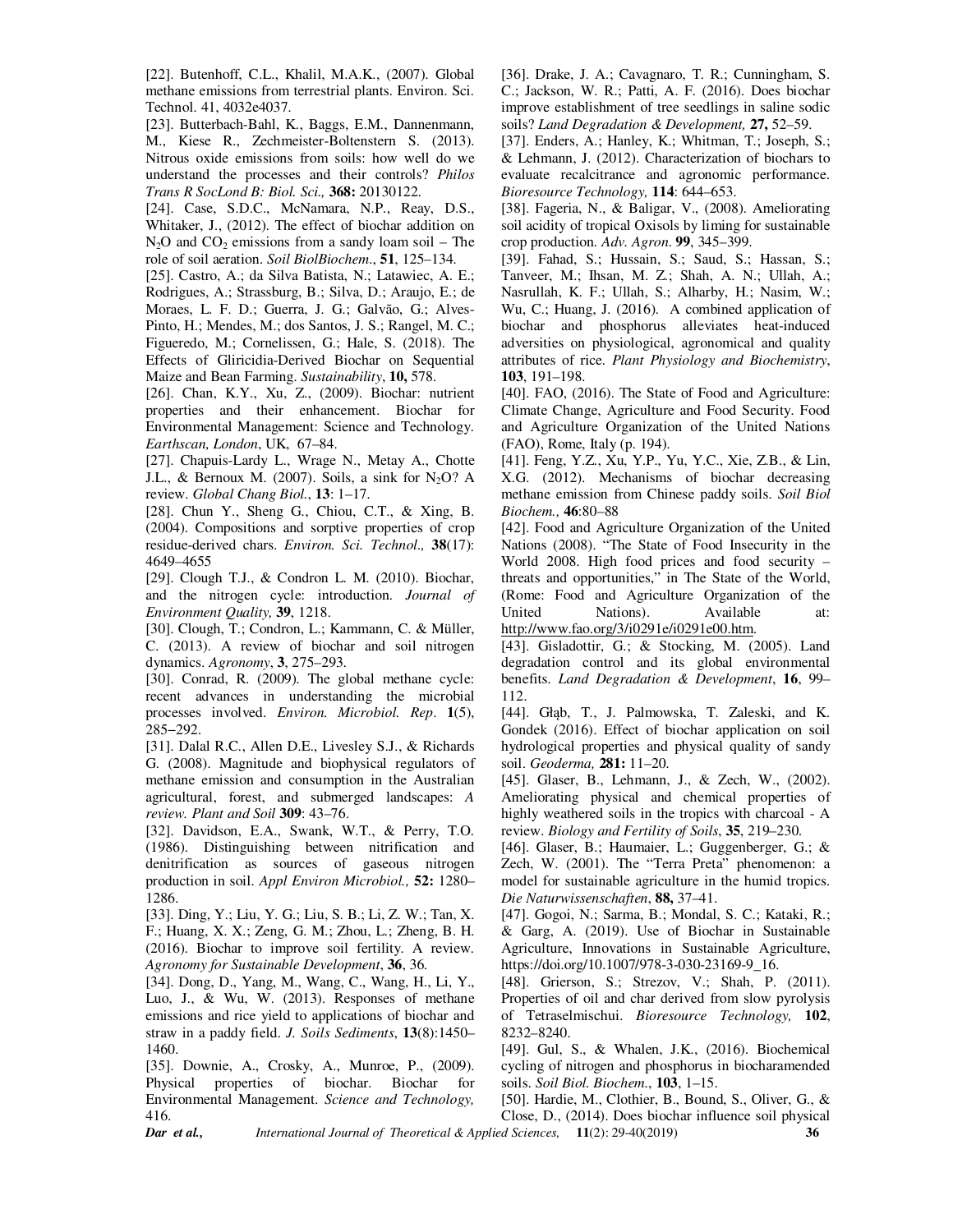[22]. Butenhoff, C.L., Khalil, M.A.K., (2007). Global methane emissions from terrestrial plants. Environ. Sci. Technol. 41, 4032e4037.

[23]. Butterbach-Bahl, K., Baggs, E.M., Dannenmann, M., Kiese R., Zechmeister-Boltenstern S. (2013). Nitrous oxide emissions from soils: how well do we understand the processes and their controls? *Philos Trans R SocLond B: Biol. Sci.,* **368:** 20130122.

[24]. Case, S.D.C., McNamara, N.P., Reay, D.S., Whitaker, J., (2012). The effect of biochar addition on $N_2O$ and $CO_2$ emissions from a sandy loam soil – The role of soil aeration. *Soil BiolBiochem*., **51**, 125–134.

[25]. Castro, A.; da Silva Batista, N.; Latawiec, A. E.; Rodrigues, A.; Strassburg, B.; Silva, D.; Araujo, E.; de Moraes, L. F. D.; Guerra, J. G.; Galvão, G.; Alves-Pinto, H.; Mendes, M.; dos Santos, J. S.; Rangel, M. C.; Figueredo, M.; Cornelissen, G.; Hale, S. (2018). The Effects of Gliricidia-Derived Biochar on Sequential Maize and Bean Farming. *Sustainability*, **10,** 578.

[26]. Chan, K.Y., Xu, Z., (2009). Biochar: nutrient properties and their enhancement. Biochar for Environmental Management: Science and Technology. *Earthscan, London*, UK, 67–84.

[27]. Chapuis-Lardy L., Wrage N., Metay A., Chotte J.L., & Bernoux M. (2007). Soils, a sink for $N_2O$? A review. *Global Chang Biol*., **13**: 1–17.

[28]. Chun Y., Sheng G., Chiou, C.T., & Xing, B. (2004). Compositions and sorptive properties of crop residue-derived chars. *Environ. Sci. Technol.,* **38**(17): 4649–4655

[29]. Clough T.J., & Condron L. M. (2010). Biochar, and the nitrogen cycle: introduction. *Journal of Environment Quality,* **39**, 1218.

[30]. Clough, T.; Condron, L.; Kammann, C. & Müller, C. (2013). A review of biochar and soil nitrogen dynamics. *Agronomy*, **3**, 275–293.

[30]. Conrad, R. (2009). The global methane cycle: recent advances in understanding the microbial processes involved. *Environ. Microbiol. Rep*. **1**(5), 285−292.

[31]. Dalal R.C., Allen D.E., Livesley S.J., & Richards G. (2008). Magnitude and biophysical regulators of methane emission and consumption in the Australian agricultural, forest, and submerged landscapes: *A review. Plant and Soil* **309**: 43–76.

[32]. Davidson, E.A., Swank, W.T., & Perry, T.O. (1986). Distinguishing between nitrification and denitrification as sources of gaseous nitrogen production in soil. *Appl Environ Microbiol.,* **52:** 1280–1286.

[33]. Ding, Y.; Liu, Y. G.; Liu, S. B.; Li, Z. W.; Tan, X. F.; Huang, X. X.; Zeng, G. M.; Zhou, L.; Zheng, B. H. (2016). Biochar to improve soil fertility. A review. *Agronomy for Sustainable Development*, **36**, 36.

[34]. Dong, D., Yang, M., Wang, C., Wang, H., Li, Y., Luo, J., & Wu, W. (2013). Responses of methane emissions and rice yield to applications of biochar and straw in a paddy field. *J. Soils Sediments*, **13**(8):1450–1460.

[35]. Downie, A., Crosky, A., Munroe, P., (2009). Physical properties of biochar. Biochar for Environmental Management. *Science and Technology,* 416.

[36]. Drake, J. A.; Cavagnaro, T. R.; Cunningham, S. C.; Jackson, W. R.; Patti, A. F. (2016). Does biochar improve establishment of tree seedlings in saline sodic soils? *Land Degradation & Development,* **27,** 52–59.

[37]. Enders, A.; Hanley, K.; Whitman, T.; Joseph, S.; & Lehmann, J. (2012). Characterization of biochars to evaluate recalcitrance and agronomic performance. *Bioresource Technology,* **114**: 644–653.

[38]. Fageria, N., & Baligar, V., (2008). Ameliorating soil acidity of tropical Oxisols by liming for sustainable crop production. *Adv. Agron*. **99**, 345–399.

[39]. Fahad, S.; Hussain, S.; Saud, S.; Hassan, S.; Tanveer, M.; Ihsan, M. Z.; Shah, A. N.; Ullah, A.; Nasrullah, K. F.; Ullah, S.; Alharby, H.; Nasim, W.; Wu, C.; Huang, J. (2016). A combined application of biochar and phosphorus alleviates heat-induced adversities on physiological, agronomical and quality attributes of rice. *Plant Physiology and Biochemistry*, **103**, 191–198.

[40]. FAO, (2016). The State of Food and Agriculture: Climate Change, Agriculture and Food Security. Food and Agriculture Organization of the United Nations (FAO), Rome, Italy (p. 194).

[41]. Feng, Y.Z., Xu, Y.P., Yu, Y.C., Xie, Z.B., & Lin, X.G. (2012). Mechanisms of biochar decreasing methane emission from Chinese paddy soils. *Soil Biol Biochem.,* **46**:80–88

[42]. Food and Agriculture Organization of the United Nations (2008). "The State of Food Insecurity in the World 2008. High food prices and food security – threats and opportunities," in The State of the World, (Rome: Food and Agriculture Organization of the United Nations). Available at: http://www.fao.org/3/i0291e/i0291e00.htm.

[43]. Gisladottir, G.; & Stocking, M. (2005). Land degradation control and its global environmental benefits. *Land Degradation & Development*, **16**, 99–112.

[44]. Głąb, T., J. Palmowska, T. Zaleski, and K. Gondek (2016). Effect of biochar application on soil hydrological properties and physical quality of sandy soil. *Geoderma,* **281:** 11–20.

[45]. Glaser, B., Lehmann, J., & Zech, W., (2002). Ameliorating physical and chemical properties of highly weathered soils in the tropics with charcoal - A review. *Biology and Fertility of Soils*, **35**, 219–230.

[46]. Glaser, B.; Haumaier, L.; Guggenberger, G.; & Zech, W. (2001). The "Terra Preta" phenomenon: a model for sustainable agriculture in the humid tropics. *Die Naturwissenschaften*, **88,** 37–41.

[47]. Gogoi, N.; Sarma, B.; Mondal, S. C.; Kataki, R.; & Garg, A. (2019). Use of Biochar in Sustainable Agriculture, Innovations in Sustainable Agriculture, https://doi.org/10.1007/978-3-030-23169-9_16.

[48]. Grierson, S.; Strezov, V.; Shah, P. (2011). Properties of oil and char derived from slow pyrolysis of Tetraselmischui. *Bioresource Technology,* **102**, 8232–8240.

[49]. Gul, S., & Whalen, J.K., (2016). Biochemical cycling of nitrogen and phosphorus in biocharamended soils. *Soil Biol. Biochem.*, **103**, 1–15.

[50]. Hardie, M., Clothier, B., Bound, S., Oliver, G., & Close, D., (2014). Does biochar influence soil physical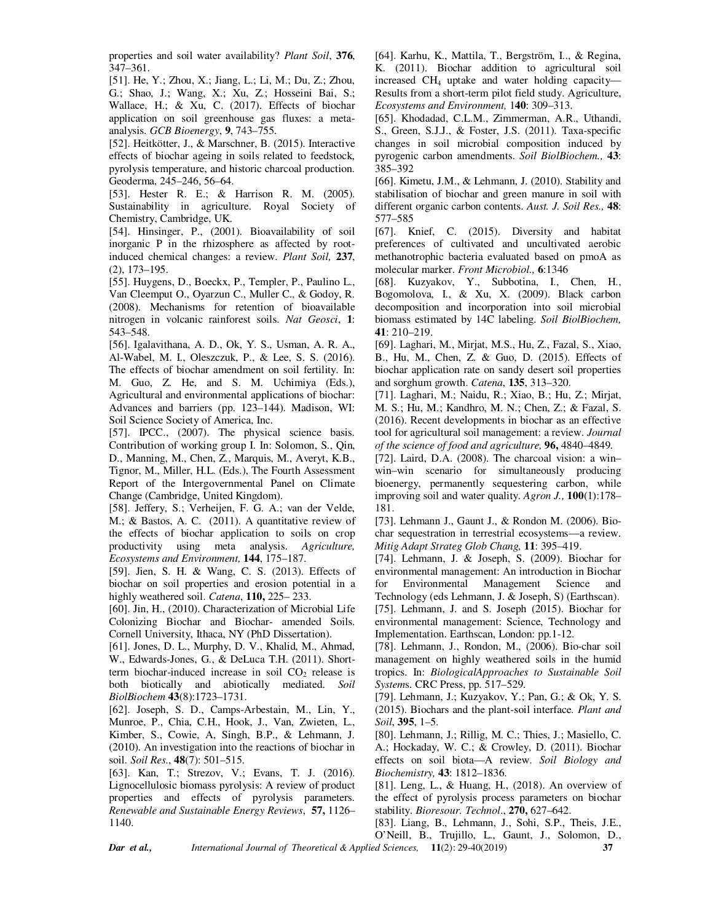properties and soil water availability? *Plant Soil*, **376**, 347–361.

[51]. He, Y.; Zhou, X.; Jiang, L.; Li, M.; Du, Z.; Zhou, G.; Shao, J.; Wang, X.; Xu, Z.; Hosseini Bai, S.; Wallace, H.; & Xu, C. (2017). Effects of biochar application on soil greenhouse gas fluxes: a meta-analysis. *GCB Bioenergy*, **9**, 743–755.

[52]. Heitkötter, J., & Marschner, B. (2015). Interactive effects of biochar ageing in soils related to feedstock, pyrolysis temperature, and historic charcoal production. Geoderma, 245–246, 56–64.

[53]. Hester R. E.; & Harrison R. M. (2005). Sustainability in agriculture. Royal Society of Chemistry, Cambridge, UK.

[54]. Hinsinger, P., (2001). Bioavailability of soil inorganic P in the rhizosphere as affected by root-induced chemical changes: a review. *Plant Soil,* **237**, (2), 173–195.

[55]. Huygens, D., Boeckx, P., Templer, P., Paulino L., Van Cleemput O., Oyarzun C., Muller C., & Godoy, R. (2008). Mechanisms for retention of bioavailable nitrogen in volcanic rainforest soils. *Nat Geosci*, **1**: 543–548.

[56]. Igalavithana, A. D., Ok, Y. S., Usman, A. R. A., Al-Wabel, M. I., Oleszczuk, P., & Lee, S. S. (2016). The effects of biochar amendment on soil fertility. In: M. Guo, Z. He, and S. M. Uchimiya (Eds.), Agricultural and environmental applications of biochar: Advances and barriers (pp. 123–144). Madison, WI: Soil Science Society of America, Inc.

[57]. IPCC., (2007). The physical science basis. Contribution of working group I. In: Solomon, S., Qin, D., Manning, M., Chen, Z., Marquis, M., Averyt, K.B., Tignor, M., Miller, H.L. (Eds.), The Fourth Assessment Report of the Intergovernmental Panel on Climate Change (Cambridge, United Kingdom).

[58]. Jeffery, S.; Verheijen, F. G. A.; van der Velde, M.; & Bastos, A. C. (2011). A quantitative review of the effects of biochar application to soils on crop productivity using meta analysis. *Agriculture, Ecosystems and Environment,* **144**, 175–187.

[59]. Jien, S. H. & Wang, C. S. (2013). Effects of biochar on soil properties and erosion potential in a highly weathered soil. *Catena*, **110,** 225– 233.

[60]. Jin, H., (2010). Characterization of Microbial Life Colonizing Biochar and Biochar- amended Soils. Cornell University, Ithaca, NY (PhD Dissertation).

[61]. Jones, D. L., Murphy, D. V., Khalid, M., Ahmad, W., Edwards-Jones, G., & DeLuca T.H. (2011). Short-term biochar-induced increase in soil $CO_2$ release is both biotically and abiotically mediated. *Soil BiolBiochem* **43**(8):1723–1731.

[62]. Joseph, S. D., Camps-Arbestain, M., Lin, Y., Munroe, P., Chia, C.H., Hook, J., Van, Zwieten, L., Kimber, S., Cowie, A, Singh, B.P., & Lehmann, J. (2010). An investigation into the reactions of biochar in soil. *Soil Res.*, **48**(7): 501–515.

[63]. Kan, T.; Strezov, V.; Evans, T. J. (2016). Lignocellulosic biomass pyrolysis: A review of product properties and effects of pyrolysis parameters. *Renewable and Sustainable Energy Reviews*, **57,** 1126–1140.

[64]. Karhu, K., Mattila, T., Bergström, I.., & Regina, K. (2011). Biochar addition to agricultural soil increased $CH_4$ uptake and water holding capacity—Results from a short-term pilot field study. Agriculture, *Ecosystems and Environment,* 1**40**: 309–313.

[65]. Khodadad, C.L.M., Zimmerman, A.R., Uthandi, S., Green, S.J.J., & Foster, J.S. (2011). Taxa-specific changes in soil microbial composition induced by pyrogenic carbon amendments. *Soil BiolBiochem.,* **43**: 385–392

[66]. Kimetu, J.M., & Lehmann, J. (2010). Stability and stabilisation of biochar and green manure in soil with different organic carbon contents. *Aust. J. Soil Res.,* **48**: 577–585

[67]. Knief, C. (2015). Diversity and habitat preferences of cultivated and uncultivated aerobic methanotrophic bacteria evaluated based on pmoA as molecular marker. *Front Microbiol.,* **6**:1346

[68]. Kuzyakov, Y., Subbotina, I., Chen, H., Bogomolova, I., & Xu, X. (2009). Black carbon decomposition and incorporation into soil microbial biomass estimated by 14C labeling. *Soil BiolBiochem,* **41**: 210–219.

[69]. Laghari, M., Mirjat, M.S., Hu, Z., Fazal, S., Xiao, B., Hu, M., Chen, Z. & Guo, D. (2015). Effects of biochar application rate on sandy desert soil properties and sorghum growth. *Catena*, **135**, 313–320.

[71]. Laghari, M.; Naidu, R.; Xiao, B.; Hu, Z.; Mirjat, M. S.; Hu, M.; Kandhro, M. N.; Chen, Z.; & Fazal, S. (2016). Recent developments in biochar as an effective tool for agricultural soil management: a review. *Journal of the science of food and agriculture,* **96,** 4840–4849.

[72]. Laird, D.A. (2008). The charcoal vision: a win–win–win scenario for simultaneously producing bioenergy, permanently sequestering carbon, while improving soil and water quality. *Agron J.,* **100**(1):178–181.

[73]. Lehmann J., Gaunt J., & Rondon M. (2006). Bio-char sequestration in terrestrial ecosystems—a review. *Mitig Adapt Strateg Glob Chang,* **11**: 395–419.

[74]. Lehmann, J. & Joseph, S. (2009). Biochar for environmental management: An introduction in Biochar for Environmental Management Science and Technology (eds Lehmann, J. & Joseph, S) (Earthscan).

[75]. Lehmann, J. and S. Joseph (2015). Biochar for environmental management: Science, Technology and Implementation. Earthscan, London: pp.1-12.

[78]. Lehmann, J., Rondon, M., (2006). Bio-char soil management on highly weathered soils in the humid tropics. In: *BiologicalApproaches to Sustainable Soil System*s. CRC Press, pp. 517–529.

[79]. Lehmann, J.; Kuzyakov, Y.; Pan, G.; & Ok, Y. S. (2015). Biochars and the plant-soil interface. *Plant and Soil*, **395**, 1–5.

[80]. Lehmann, J.; Rillig, M. C.; Thies, J.; Masiello, C. A.; Hockaday, W. C.; & Crowley, D. (2011). Biochar effects on soil biota—A review. *Soil Biology and Biochemistry,* **43**: 1812–1836.

[81]. Leng, L., & Huang, H., (2018). An overview of the effect of pyrolysis process parameters on biochar stability. *Bioresour. Technol*., **270,** 627–642.

[83]. Liang, B., Lehmann, J., Sohi, S.P., Theis, J.E., O'Neill, B., Trujillo, L., Gaunt, J., Solomon, D.,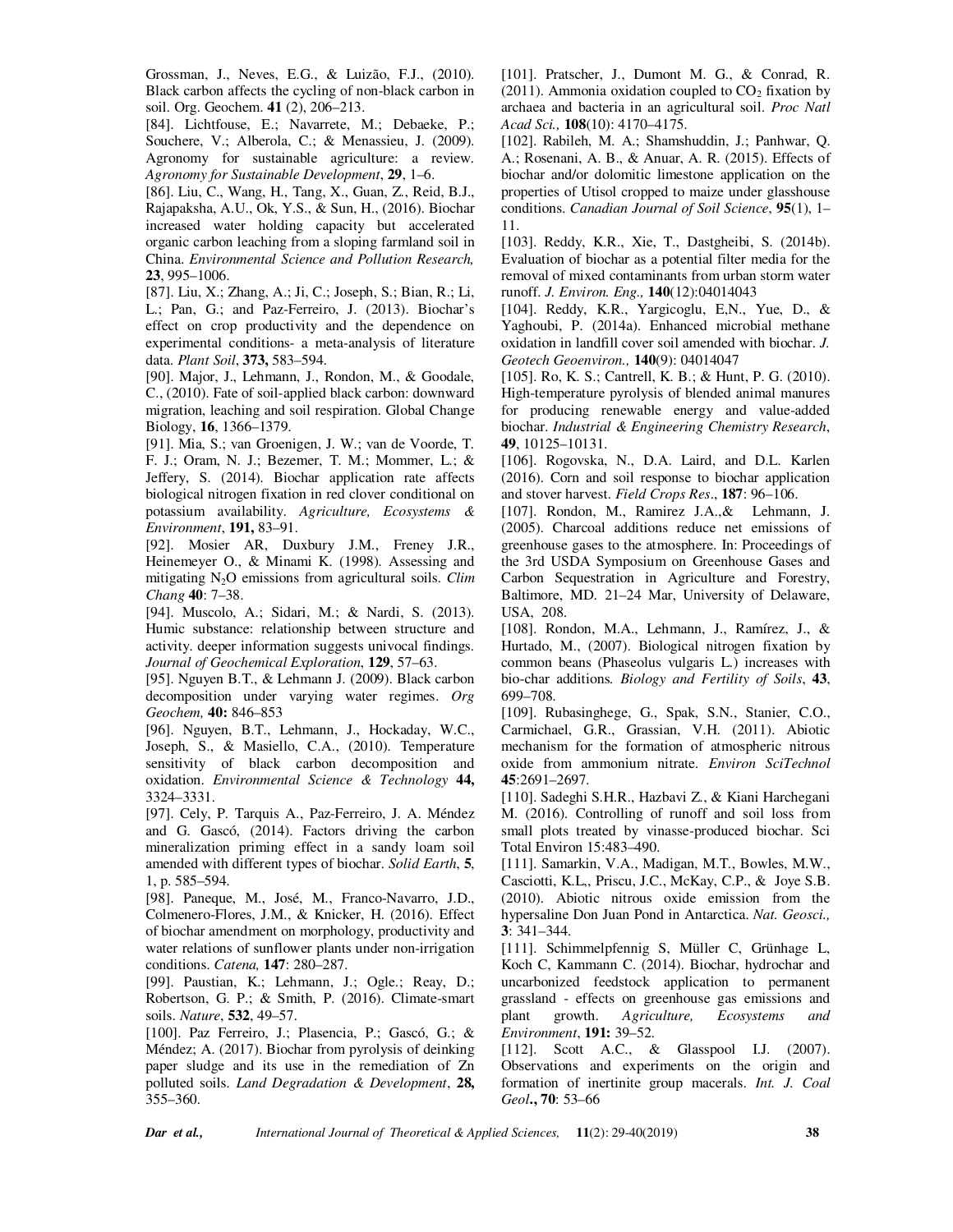Grossman, J., Neves, E.G., & Luizão, F.J., (2010). Black carbon affects the cycling of non-black carbon in soil. Org. Geochem. **41** (2), 206–213.

[84]. Lichtfouse, E.; Navarrete, M.; Debaeke, P.; Souchere, V.; Alberola, C.; & Menassieu, J. (2009). Agronomy for sustainable agriculture: a review. *Agronomy for Sustainable Development*, **29**, 1–6.

[86]. Liu, C., Wang, H., Tang, X., Guan, Z., Reid, B.J., Rajapaksha, A.U., Ok, Y.S., & Sun, H., (2016). Biochar increased water holding capacity but accelerated organic carbon leaching from a sloping farmland soil in China. *Environmental Science and Pollution Research,* **23**, 995–1006.

[87]. Liu, X.; Zhang, A.; Ji, C.; Joseph, S.; Bian, R.; Li, L.; Pan, G.; and Paz-Ferreiro, J. (2013). Biochar's effect on crop productivity and the dependence on experimental conditions- a meta-analysis of literature data. *Plant Soil*, **373,** 583–594.

[90]. Major, J., Lehmann, J., Rondon, M., & Goodale, C., (2010). Fate of soil-applied black carbon: downward migration, leaching and soil respiration. Global Change Biology, **16**, 1366–1379.

[91]. Mia, S.; van Groenigen, J. W.; van de Voorde, T. F. J.; Oram, N. J.; Bezemer, T. M.; Mommer, L.; & Jeffery, S. (2014). Biochar application rate affects biological nitrogen fixation in red clover conditional on potassium availability. *Agriculture, Ecosystems & Environment*, **191,** 83–91.

[92]. Mosier AR, Duxbury J.M., Freney J.R., Heinemeyer O., & Minami K. (1998). Assessing and mitigating $N_2O$ emissions from agricultural soils. *Clim Chang* **40**: 7–38.

[94]. Muscolo, A.; Sidari, M.; & Nardi, S. (2013). Humic substance: relationship between structure and activity. deeper information suggests univocal findings. *Journal of Geochemical Exploration*, **129**, 57–63.

[95]. Nguyen B.T., & Lehmann J. (2009). Black carbon decomposition under varying water regimes. *Org Geochem,* **40:** 846–853

[96]. Nguyen, B.T., Lehmann, J., Hockaday, W.C., Joseph, S., & Masiello, C.A., (2010). Temperature sensitivity of black carbon decomposition and oxidation. *Environmental Science & Technology* **44,** 3324–3331.

[97]. Cely, P. Tarquis A., Paz-Ferreiro, J. A. Méndez and G. Gascó, (2014). Factors driving the carbon mineralization priming effect in a sandy loam soil amended with different types of biochar. *Solid Earth*, **5**, 1, p. 585–594.

[98]. Paneque, M., José, M., Franco-Navarro, J.D., Colmenero-Flores, J.M., & Knicker, H. (2016). Effect of biochar amendment on morphology, productivity and water relations of sunflower plants under non-irrigation conditions. *Catena,* **147**: 280–287.

[99]. Paustian, K.; Lehmann, J.; Ogle.; Reay, D.; Robertson, G. P.; & Smith, P. (2016). Climate-smart soils. *Nature*, **532**, 49–57.

[100]. Paz Ferreiro, J.; Plasencia, P.; Gascó, G.; & Méndez; A. (2017). Biochar from pyrolysis of deinking paper sludge and its use in the remediation of Zn polluted soils. *Land Degradation & Development*, **28,** 355–360.

[101]. Pratscher, J., Dumont M. G., & Conrad, R. (2011). Ammonia oxidation coupled to $CO_2$ fixation by archaea and bacteria in an agricultural soil. *Proc Natl Acad Sci.,* **108**(10): 4170–4175.

[102]. Rabileh, M. A.; Shamshuddin, J.; Panhwar, Q. A.; Rosenani, A. B., & Anuar, A. R. (2015). Effects of biochar and/or dolomitic limestone application on the properties of Utisol cropped to maize under glasshouse conditions. *Canadian Journal of Soil Science*, **95**(1), 1–11.

[103]. Reddy, K.R., Xie, T., Dastgheibi, S. (2014b). Evaluation of biochar as a potential filter media for the removal of mixed contaminants from urban storm water runoff. *J. Environ. Eng.,* **140**(12):04014043

[104]. Reddy, K.R., Yargicoglu, E,N., Yue, D., & Yaghoubi, P. (2014a). Enhanced microbial methane oxidation in landfill cover soil amended with biochar. *J. Geotech Geoenviron.,* **140**(9): 04014047

[105]. Ro, K. S.; Cantrell, K. B.; & Hunt, P. G. (2010). High-temperature pyrolysis of blended animal manures for producing renewable energy and value-added biochar. *Industrial & Engineering Chemistry Research*, **49**, 10125–10131.

[106]. Rogovska, N., D.A. Laird, and D.L. Karlen (2016). Corn and soil response to biochar application and stover harvest. *Field Crops Res*., **187**: 96–106.

[107]. Rondon, M., Ramirez J.A.,& Lehmann, J. (2005). Charcoal additions reduce net emissions of greenhouse gases to the atmosphere. In: Proceedings of the 3rd USDA Symposium on Greenhouse Gases and Carbon Sequestration in Agriculture and Forestry, Baltimore, MD. 21–24 Mar, University of Delaware, USA, 208.

[108]. Rondon, M.A., Lehmann, J., Ramírez, J., & Hurtado, M., (2007). Biological nitrogen fixation by common beans (Phaseolus vulgaris L.) increases with bio-char additions. *Biology and Fertility of Soils*, **43**, 699–708.

[109]. Rubasinghege, G., Spak, S.N., Stanier, C.O., Carmichael, G.R., Grassian, V.H. (2011). Abiotic mechanism for the formation of atmospheric nitrous oxide from ammonium nitrate. *Environ SciTechnol* **45**:2691–2697.

[110]. Sadeghi S.H.R., Hazbavi Z., & Kiani Harchegani M. (2016). Controlling of runoff and soil loss from small plots treated by vinasse-produced biochar. Sci Total Environ 15:483–490.

[111]. Samarkin, V.A., Madigan, M.T., Bowles, M.W., Casciotti, K.L,, Priscu, J.C., McKay, C.P., & Joye S.B. (2010). Abiotic nitrous oxide emission from the hypersaline Don Juan Pond in Antarctica. *Nat. Geosci.,* **3**: 341–344.

[111]. Schimmelpfennig S, Müller C, Grünhage L, Koch C, Kammann C. (2014). Biochar, hydrochar and uncarbonized feedstock application to permanent grassland - effects on greenhouse gas emissions and plant growth. *Agriculture, Ecosystems and Environment*, **191:** 39–52.

[112]. Scott A.C., & Glasspool I.J. (2007). Observations and experiments on the origin and formation of inertinite group macerals. *Int. J. Coal Geol***., 70**: 53–66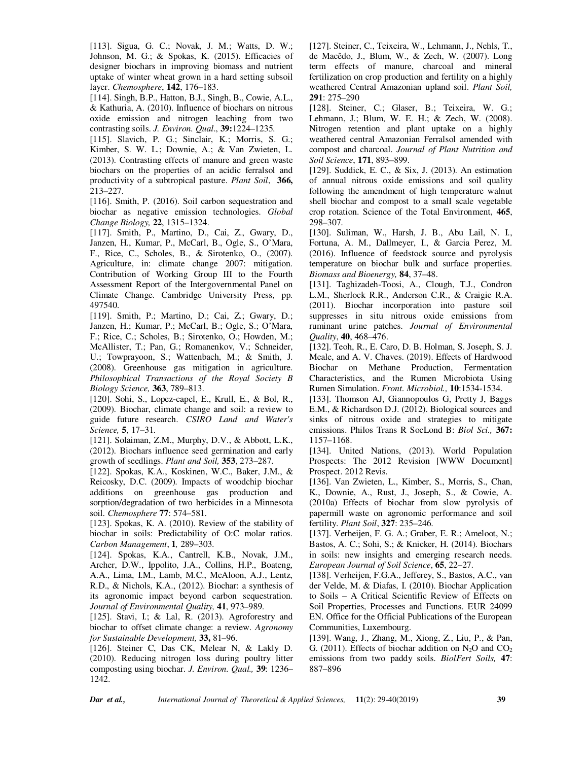[113]. Sigua, G. C.; Novak, J. M.; Watts, D. W.; Johnson, M. G.; & Spokas, K. (2015). Efficacies of designer biochars in improving biomass and nutrient uptake of winter wheat grown in a hard setting subsoil layer. *Chemosphere*, **142**, 176–183.

[114]. Singh, B.P., Hatton, B.J., Singh, B., Cowie, A.L., & Kathuria, A. (2010). Influence of biochars on nitrous oxide emission and nitrogen leaching from two contrasting soils. *J. Environ. Qual*., **39:**1224–1235.

[115]. Slavich, P. G.; Sinclair, K.; Morris, S. G.; Kimber, S. W. L.; Downie, A.; & Van Zwieten, L. (2013). Contrasting effects of manure and green waste biochars on the properties of an acidic ferralsol and productivity of a subtropical pasture. *Plant Soil*, **366,** 213–227.

[116]. Smith, P. (2016). Soil carbon sequestration and biochar as negative emission technologies. *Global Change Biology,* **22**, 1315–1324.

[117]. Smith, P., Martino, D., Cai, Z., Gwary, D., Janzen, H., Kumar, P., McCarl, B., Ogle, S., O'Mara, F., Rice, C., Scholes, B., & Sirotenko, O., (2007). Agriculture, in: climate change 2007: mitigation. Contribution of Working Group III to the Fourth Assessment Report of the Intergovernmental Panel on Climate Change. Cambridge University Press, pp. 497540.

[119]. Smith, P.; Martino, D.; Cai, Z.; Gwary, D.; Janzen, H.; Kumar, P.; McCarl, B.; Ogle, S.; O'Mara, F.; Rice, C.; Scholes, B.; Sirotenko, O.; Howden, M.; McAllister, T.; Pan, G.; Romanenkov, V.; Schneider, U.; Towprayoon, S.; Wattenbach, M.; & Smith, J. (2008). Greenhouse gas mitigation in agriculture. *Philosophical Transactions of the Royal Society B Biology Science,* **363**, 789–813.

[120]. Sohi, S., Lopez-capel, E., Krull, E., & Bol, R., (2009). Biochar, climate change and soil: a review to guide future research. *CSIRO Land and Water's Science,* **5**, 17–31.

[121]. Solaiman, Z.M., Murphy, D.V., & Abbott, L.K., (2012). Biochars influence seed germination and early growth of seedlings. *Plant and Soil,* **353**, 273–287.

[122]. Spokas, K.A., Koskinen, W.C., Baker, J.M., & Reicosky, D.C. (2009). Impacts of woodchip biochar additions on greenhouse gas production and sorption/degradation of two herbicides in a Minnesota soil. *Chemosphere* **77**: 574–581.

[123]. Spokas, K. A. (2010). Review of the stability of biochar in soils: Predictability of O:C molar ratios. *Carbon Management*, **1**, 289–303.

[124]. Spokas, K.A., Cantrell, K.B., Novak, J.M., Archer, D.W., Ippolito, J.A., Collins, H.P., Boateng, A.A., Lima, I.M., Lamb, M.C., McAloon, A.J., Lentz, R.D., & Nichols, K.A., (2012). Biochar: a synthesis of its agronomic impact beyond carbon sequestration. *Journal of Environmental Quality,* **41**, 973–989.

[125]. Stavi, I.; & Lal, R. (2013). Agroforestry and biochar to offset climate change: a review. *Agronomy for Sustainable Development,* **33,** 81–96.

[126]. Steiner C, Das CK, Melear N, & Lakly D. (2010). Reducing nitrogen loss during poultry litter composting using biochar. *J. Environ. Qual.,* **39**: 1236–1242.

[127]. Steiner, C., Teixeira, W., Lehmann, J., Nehls, T., de Macêdo, J., Blum, W., & Zech, W. (2007). Long term effects of manure, charcoal and mineral fertilization on crop production and fertility on a highly weathered Central Amazonian upland soil. *Plant Soil,* **291**: 275–290

[128]. Steiner, C.; Glaser, B.; Teixeira, W. G.; Lehmann, J.; Blum, W. E. H.; & Zech, W. (2008). Nitrogen retention and plant uptake on a highly weathered central Amazonian Ferralsol amended with compost and charcoal. *Journal of Plant Nutrition and Soil Science*, **171**, 893–899.

[129]. Suddick, E. C., & Six, J. (2013). An estimation of annual nitrous oxide emissions and soil quality following the amendment of high temperature walnut shell biochar and compost to a small scale vegetable crop rotation. Science of the Total Environment, **465**, 298–307.

[130]. Suliman, W., Harsh, J. B., Abu Lail, N. I., Fortuna, A. M., Dallmeyer, I., & Garcia Perez, M. (2016). Influence of feedstock source and pyrolysis temperature on biochar bulk and surface properties. *Biomass and Bioenergy,* **84**, 37–48.

[131]. Taghizadeh-Toosi, A., Clough, T.J., Condron L.M., Sherlock R.R., Anderson C.R., & Craigie R.A. (2011). Biochar incorporation into pasture soil suppresses in situ nitrous oxide emissions from ruminant urine patches. *Journal of Environmental Quality*, **40**, 468–476.

[132]. Teoh, R., E. Caro, D. B. Holman, S. Joseph, S. J. Meale, and A. V. Chaves. (2019). Effects of Hardwood Biochar on Methane Production, Fermentation Characteristics, and the Rumen Microbiota Using Rumen Simulation. *Front. Microbiol.,* **10**:1534-1534.

[133]. Thomson AJ, Giannopoulos G, Pretty J, Baggs E.M., & Richardson D.J. (2012). Biological sources and sinks of nitrous oxide and strategies to mitigate emissions. Philos Trans R SocLond B: *Biol Sci.,* **367:** 1157–1168.

[134]. United Nations, (2013). World Population Prospects: The 2012 Revision [WWW Document] Prospect. 2012 Revis.

[136]. Van Zwieten, L., Kimber, S., Morris, S., Chan, K., Downie, A., Rust, J., Joseph, S., & Cowie, A. (2010a) Effects of biochar from slow pyrolysis of papermill waste on agronomic performance and soil fertility. *Plant Soil*, **327**: 235–246.

[137]. Verheijen, F. G. A.; Graber, E. R.; Ameloot, N.; Bastos, A. C.; Sohi, S.; & Knicker, H. (2014). Biochars in soils: new insights and emerging research needs. *European Journal of Soil Science*, **65**, 22–27.

[138]. Verheijen, F.G.A., Jefferey, S., Bastos, A.C., van der Velde, M. & Diafas, I. (2010). Biochar Application to Soils – A Critical Scientific Review of Effects on Soil Properties, Processes and Functions. EUR 24099 EN. Office for the Official Publications of the European Communities, Luxembourg.

[139]. Wang, J., Zhang, M., Xiong, Z., Liu, P., & Pan, G. (2011). Effects of biochar addition on $N_2O$ and $CO_2$ emissions from two paddy soils. *BiolFert Soils,* **47**: 887–896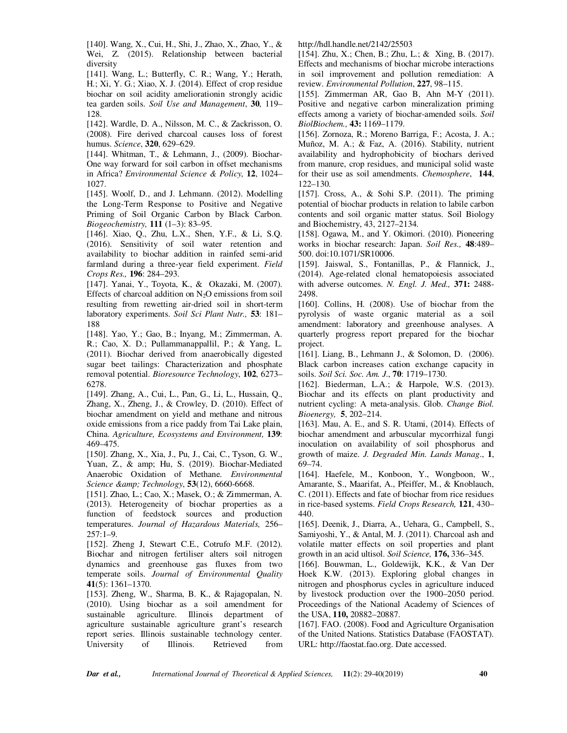[140]. Wang, X., Cui, H., Shi, J., Zhao, X., Zhao, Y., & Wei, Z. (2015). Relationship between bacterial diversity

[141]. Wang, L.; Butterfly, C. R.; Wang, Y.; Herath, H.; Xi, Y. G.; Xiao, X. J. (2014). Effect of crop residue biochar on soil acidity ameliorationin strongly acidic tea garden soils. *Soil Use and Management*, **30**, 119–128.

[142]. Wardle, D. A., Nilsson, M. C., & Zackrisson, O. (2008). Fire derived charcoal causes loss of forest humus. *Science*, **320**, 629–629.

[144]. Whitman, T., & Lehmann, J., (2009). Biochar-One way forward for soil carbon in offset mechanisms in Africa? *Environmental Science & Policy,* **12**, 1024–1027.

[145]. Woolf, D., and J. Lehmann. (2012). Modelling the Long-Term Response to Positive and Negative Priming of Soil Organic Carbon by Black Carbon. *Biogeochemistry,* **111** (1–3): 83–95.

[146]. Xiao, Q., Zhu, L.X., Shen, Y.F., & Li, S.Q. (2016). Sensitivity of soil water retention and availability to biochar addition in rainfed semi-arid farmland during a three-year field experiment. *Field Crops Res.,* **196**: 284–293.

[147]. Yanai, Y., Toyota, K., & Okazaki, M. (2007). Effects of charcoal addition on $N_2O$ emissions from soil resulting from rewetting air-dried soil in short-term laboratory experiments. *Soil Sci Plant Nutr.,* **53**: 181–188

[148]. Yao, Y.; Gao, B.; Inyang, M.; Zimmerman, A. R.; Cao, X. D.; Pullammanappallil, P.; & Yang, L. (2011). Biochar derived from anaerobically digested sugar beet tailings: Characterization and phosphate removal potential. *Bioresource Technology*, **102**, 6273–6278.

[149]. Zhang, A., Cui, L., Pan, G., Li, L., Hussain, Q., Zhang, X., Zheng, J., & Crowley, D. (2010). Effect of biochar amendment on yield and methane and nitrous oxide emissions from a rice paddy from Tai Lake plain, China. *Agriculture, Ecosystems and Environment,* **139**: 469–475.

[150]. Zhang, X., Xia, J., Pu, J., Cai, C., Tyson, G. W., Yuan, Z., & amp; Hu, S. (2019). Biochar-Mediated Anaerobic Oxidation of Methane. *Environmental Science &amp; Technology*, **53**(12), 6660-6668.

[151]. Zhao, L.; Cao, X.; Masek, O.; & Zimmerman, A. (2013). Heterogeneity of biochar properties as a function of feedstock sources and production temperatures. *Journal of Hazardous Materials,* 256–257:1–9.

[152]. Zheng J, Stewart C.E., Cotrufo M.F. (2012). Biochar and nitrogen fertiliser alters soil nitrogen dynamics and greenhouse gas fluxes from two temperate soils. *Journal of Environmental Quality* **41**(5): 1361–1370.

[153]. Zheng, W., Sharma, B. K., & Rajagopalan, N. (2010). Using biochar as a soil amendment for sustainable agriculture. Illinois department of agriculture sustainable agriculture grant's research report series. Illinois sustainable technology center. University of Illinois. Retrieved from http://hdl.handle.net/2142/25503

[154]. Zhu, X.; Chen, B.; Zhu, L.; & Xing, B. (2017). Effects and mechanisms of biochar microbe interactions in soil improvement and pollution remediation: A review. *Environmental Pollution*, **227**, 98–115.

[155]. Zimmerman AR, Gao B, Ahn M-Y (2011). Positive and negative carbon mineralization priming effects among a variety of biochar-amended soils. *Soil BiolBiochem.,* **43:** 1169–1179.

[156]. Zornoza, R.; Moreno Barriga, F.; Acosta, J. A.; Muñoz, M. A.; & Faz, A. (2016). Stability, nutrient availability and hydrophobicity of biochars derived from manure, crop residues, and municipal solid waste for their use as soil amendments. *Chemosphere*, **144**, 122–130.

[157]. Cross, A., & Sohi S.P. (2011). The priming potential of biochar products in relation to labile carbon contents and soil organic matter status. Soil Biology and Biochemistry, 43, 2127–2134.

[158]. Ogawa, M., and Y. Okimori. (2010). Pioneering works in biochar research: Japan. *Soil Res.,* **48**:489–500. doi:10.1071/SR10006.

[159]. Jaiswal, S., Fontanillas, P., & Flannick, J., (2014). Age-related clonal hematopoiesis associated with adverse outcomes. *N. Engl. J. Med.,* **371:** 2488-2498.

[160]. Collins, H. (2008). Use of biochar from the pyrolysis of waste organic material as a soil amendment: laboratory and greenhouse analyses. A quarterly progress report prepared for the biochar project.

[161]. Liang, B., Lehmann J., & Solomon, D. (2006). Black carbon increases cation exchange capacity in soils. *Soil Sci. Soc. Am. J.*, **70**: 1719–1730.

[162]. Biederman, L.A.; & Harpole, W.S. (2013). Biochar and its effects on plant productivity and nutrient cycling: A meta-analysis. Glob. *Change Biol. Bioenergy,* **5**, 202–214.

[163]. Mau, A. E., and S. R. Utami, (2014). Effects of biochar amendment and arbuscular mycorrhizal fungi inoculation on availability of soil phosphorus and growth of maize. *J. Degraded Min. Lands Manag*., **1**, 69–74.

[164]. Haefele, M., Konboon, Y., Wongboon, W., Amarante, S., Maarifat, A., Pfeiffer, M., & Knoblauch, C. (2011). Effects and fate of biochar from rice residues in rice-based systems. *Field Crops Research,* **121**, 430–440.

[165]. Deenik, J., Diarra, A., Uehara, G., Campbell, S., Samiyoshi, Y., & Antal, M. J. (2011). Charcoal ash and volatile matter effects on soil properties and plant growth in an acid ultisol. *Soil Science,* **176,** 336–345.

[166]. Bouwman, L., Goldewijk, K.K., & Van Der Hoek K.W. (2013). Exploring global changes in nitrogen and phosphorus cycles in agriculture induced by livestock production over the 1900–2050 period. Proceedings of the National Academy of Sciences of the USA, **110,** 20882–20887.

[167]. FAO. (2008). Food and Agriculture Organisation of the United Nations. Statistics Database (FAOSTAT). URL: http://faostat.fao.org. Date accessed.